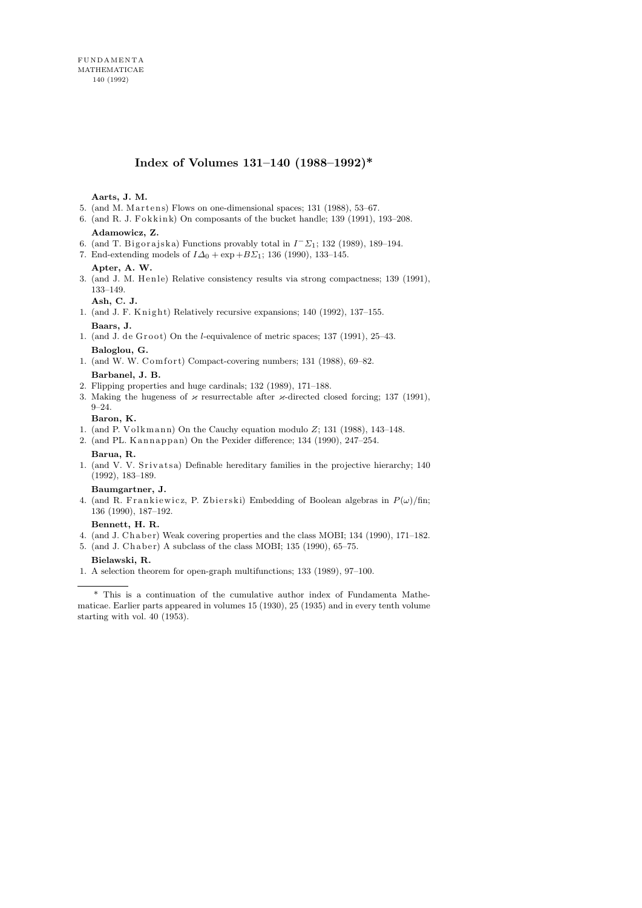FUNDAMENTA MATHEMATICAE 140 (1992)

# Index of Volumes 131–140 (1988–1992)*

**Aarts, J. M.**

5. (and M. Martens) Flows on one-dimensional spaces; 131 (1988), 53–67.
6. (and R. J. Fokkink) On composants of the bucket handle; 139 (1991), 193–208.

**Adamowicz, Z.**

6. (and T. Bigorajska) Functions provably total in $I^{-}\Sigma_1$; 132 (1989), 189–194.
7. End-extending models of $I\Delta_0 + \exp + B\Sigma_1$; 136 (1990), 133–145.

**Apter, A. W.**

3. (and J. M. Henle) Relative consistency results via strong compactness; 139 (1991), 133–149.

**Ash, C. J.**

1. (and J. F. Knight) Relatively recursive expansions; 140 (1992), 137–155.

**Baars, J.**

1. (and J. de Groot) On the $l$-equivalence of metric spaces; 137 (1991), 25–43.

**Baloglou, G.**

1. (and W. W. Comfort) Compact-covering numbers; 131 (1988), 69–82.

**Barbanel, J. B.**

2. Flipping properties and huge cardinals; 132 (1989), 171–188.
3. Making the hugeness of $\varkappa$ resurrectable after $\varkappa$-directed closed forcing; 137 (1991), 9–24.

**Baron, K.**

1. (and P. Volkmann) On the Cauchy equation modulo $Z$; 131 (1988), 143–148.
2. (and PL. Kannappan) On the Pexider difference; 134 (1990), 247–254.

**Barua, R.**

1. (and V. V. Srivatsa) Definable hereditary families in the projective hierarchy; 140 (1992), 183–189.

**Baumgartner, J.**

4. (and R. Frankiewicz, P. Zbierski) Embedding of Boolean algebras in $P(\omega)/\mathrm{fin}$; 136 (1990), 187–192.

**Bennett, H. R.**

4. (and J. Chaber) Weak covering properties and the class MOBI; 134 (1990), 171–182.
5. (and J. Chaber) A subclass of the class MOBI; 135 (1990), 65–75.

**Bielawski, R.**

1. A selection theorem for open-graph multifunctions; 133 (1989), 97–100.

---

\* This is a continuation of the cumulative author index of Fundamenta Mathematicae. Earlier parts appeared in volumes 15 (1930), 25 (1935) and in every tenth volume starting with vol. 40 (1953).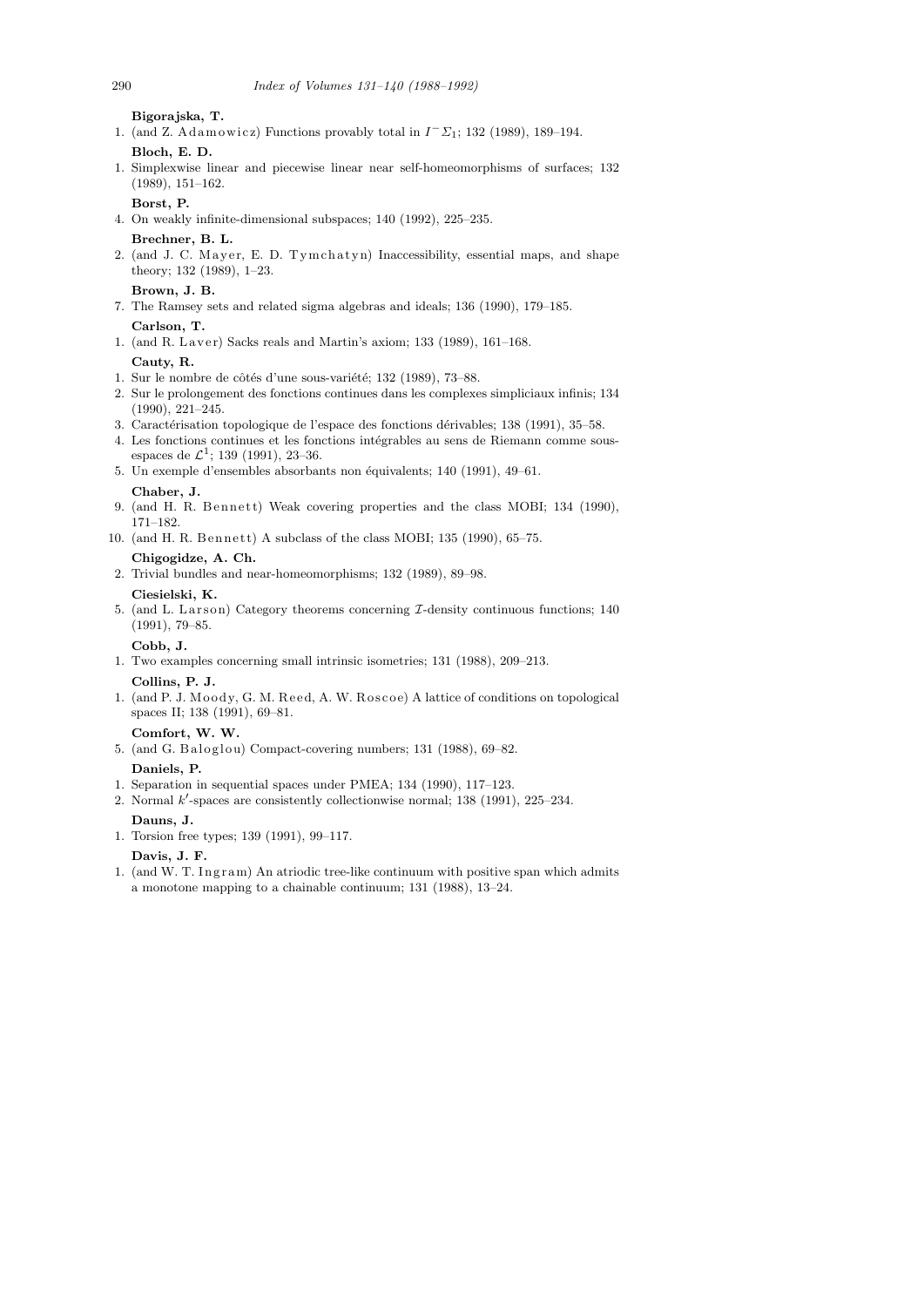**Bigorajska, T.**

1. (and Z. Adamowicz) Functions provably total in $I^{-}\Sigma_1$; 132 (1989), 189–194.

**Bloch, E. D.**

1. Simplexwise linear and piecewise linear near self-homeomorphisms of surfaces; 132 (1989), 151–162.

**Borst, P.**

4. On weakly infinite-dimensional subspaces; 140 (1992), 225–235.

**Brechner, B. L.**

2. (and J. C. Mayer, E. D. Tymchatyn) Inaccessibility, essential maps, and shape theory; 132 (1989), 1–23.

**Brown, J. B.**

7. The Ramsey sets and related sigma algebras and ideals; 136 (1990), 179–185.

**Carlson, T.**

1. (and R. Laver) Sacks reals and Martin's axiom; 133 (1989), 161–168.

**Cauty, R.**

1. Sur le nombre de côtés d'une sous-variété; 132 (1989), 73–88.
2. Sur le prolongement des fonctions continues dans les complexes simpliciaux infinis; 134 (1990), 221–245.
3. Caractérisation topologique de l'espace des fonctions dérivables; 138 (1991), 35–58.
4. Les fonctions continues et les fonctions intégrables au sens de Riemann comme sous-espaces de $\mathcal{L}^1$; 139 (1991), 23–36.
5. Un exemple d'ensembles absorbants non équivalents; 140 (1991), 49–61.

**Chaber, J.**

9. (and H. R. Bennett) Weak covering properties and the class MOBI; 134 (1990), 171–182.
10. (and H. R. Bennett) A subclass of the class MOBI; 135 (1990), 65–75.

**Chigogidze, A. Ch.**

2. Trivial bundles and near-homeomorphisms; 132 (1989), 89–98.

**Ciesielski, K.**

5. (and L. Larson) Category theorems concerning $\mathcal{I}$-density continuous functions; 140 (1991), 79–85.

**Cobb, J.**

1. Two examples concerning small intrinsic isometries; 131 (1988), 209–213.

**Collins, P. J.**

1. (and P. J. Moody, G. M. Reed, A. W. Roscoe) A lattice of conditions on topological spaces II; 138 (1991), 69–81.

**Comfort, W. W.**

5. (and G. Baloglou) Compact-covering numbers; 131 (1988), 69–82.

**Daniels, P.**

1. Separation in sequential spaces under PMEA; 134 (1990), 117–123.
2. Normal $k'$-spaces are consistently collectionwise normal; 138 (1991), 225–234.

**Dauns, J.**

1. Torsion free types; 139 (1991), 99–117.

**Davis, J. F.**

1. (and W. T. Ingram) An atriodic tree-like continuum with positive span which admits a monotone mapping to a chainable continuum; 131 (1988), 13–24.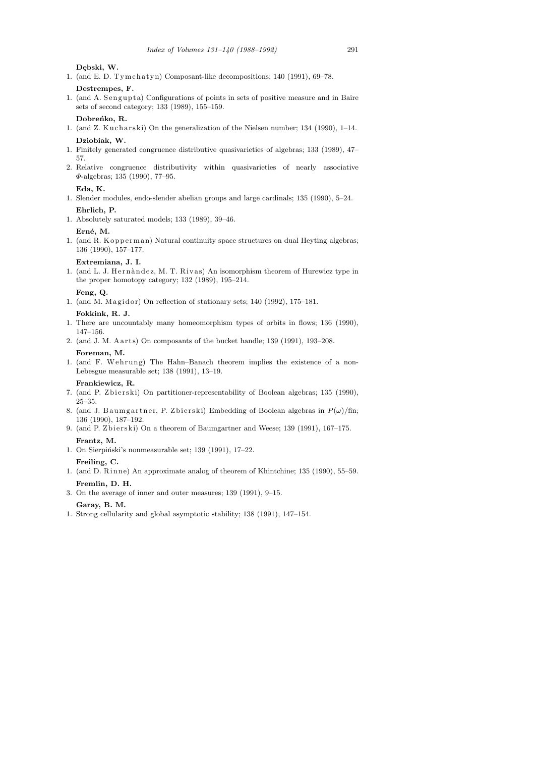**Dębski, W.**

1. (and E. D. Tymchatyn) Composant-like decompositions; 140 (1991), 69–78.

**Destrempes, F.**

1. (and A. Sengupta) Configurations of points in sets of positive measure and in Baire sets of second category; 133 (1989), 155–159.

**Dobreńko, R.**

1. (and Z. Kucharski) On the generalization of the Nielsen number; 134 (1990), 1–14.

**Dziobiak, W.**

1. Finitely generated congruence distributive quasivarieties of algebras; 133 (1989), 47–57.
2. Relative congruence distributivity within quasivarieties of nearly associative $\Phi$-algebras; 135 (1990), 77–95.

**Eda, K.**

1. Slender modules, endo-slender abelian groups and large cardinals; 135 (1990), 5–24.

**Ehrlich, P.**

1. Absolutely saturated models; 133 (1989), 39–46.

**Erné, M.**

1. (and R. Kopperman) Natural continuity space structures on dual Heyting algebras; 136 (1990), 157–177.

**Extremiana, J. I.**

1. (and L. J. Hernàndez, M. T. Rivas) An isomorphism theorem of Hurewicz type in the proper homotopy category; 132 (1989), 195–214.

**Feng, Q.**

1. (and M. Magidor) On reflection of stationary sets; 140 (1992), 175–181.

**Fokkink, R. J.**

1. There are uncountably many homeomorphism types of orbits in flows; 136 (1990), 147–156.
2. (and J. M. Aarts) On composants of the bucket handle; 139 (1991), 193–208.

**Foreman, M.**

1. (and F. Wehrung) The Hahn–Banach theorem implies the existence of a non-Lebesgue measurable set; 138 (1991), 13–19.

**Frankiewicz, R.**

7. (and P. Zbierski) On partitioner-representability of Boolean algebras; 135 (1990), 25–35.
8. (and J. Baumgartner, P. Zbierski) Embedding of Boolean algebras in $P(\omega)/\mathrm{fin}$; 136 (1990), 187–192.
9. (and P. Zbierski) On a theorem of Baumgartner and Weese; 139 (1991), 167–175.

**Frantz, M.**

1. On Sierpiński's nonmeasurable set; 139 (1991), 17–22.

**Freiling, C.**

1. (and D. Rinne) An approximate analog of theorem of Khintchine; 135 (1990), 55–59.

**Fremlin, D. H.**

3. On the average of inner and outer measures; 139 (1991), 9–15.

**Garay, B. M.**

1. Strong cellularity and global asymptotic stability; 138 (1991), 147–154.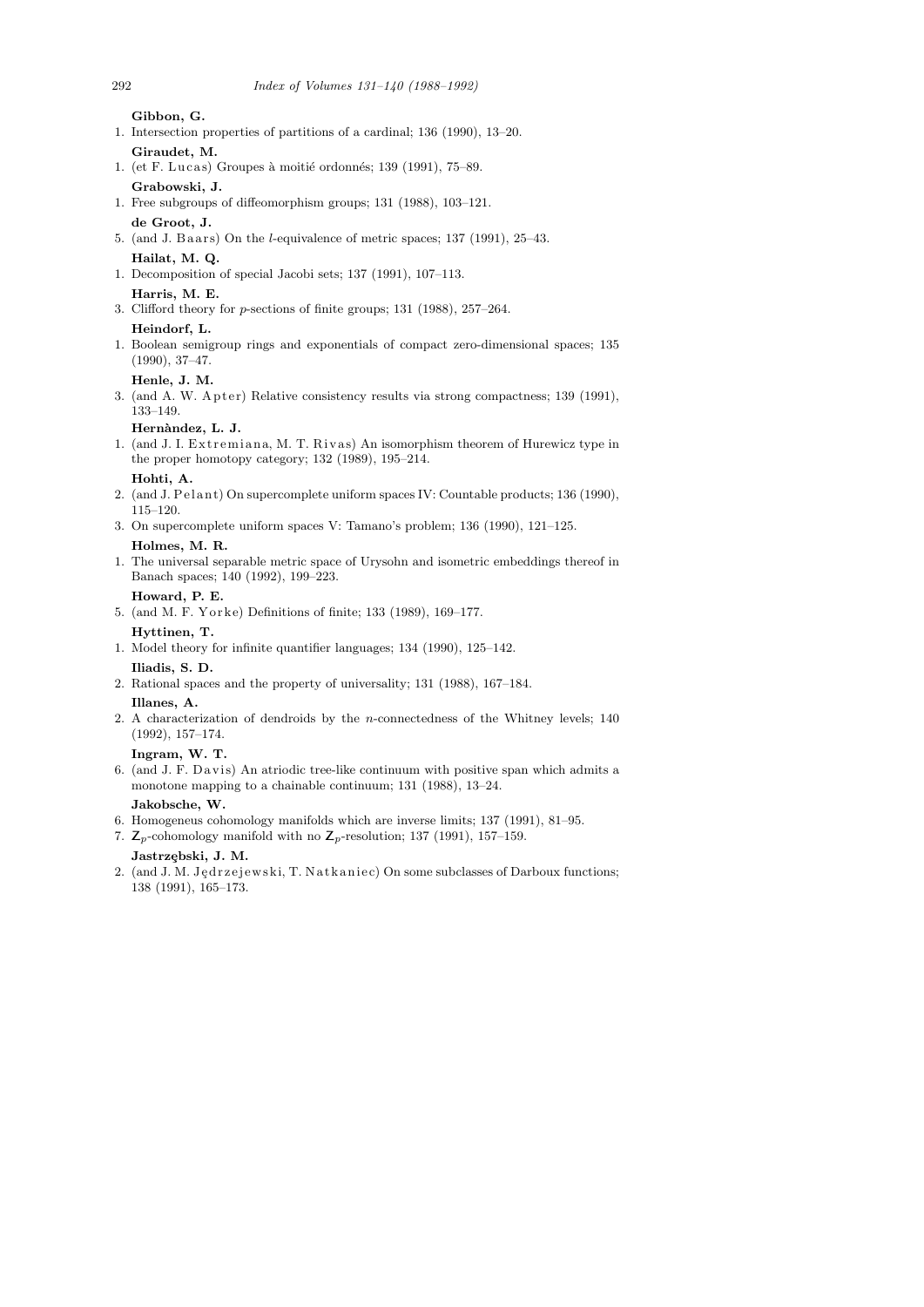**Gibbon, G.**

1. Intersection properties of partitions of a cardinal; 136 (1990), 13–20.

**Giraudet, M.**

1. (et F. Lucas) Groupes à moitié ordonnés; 139 (1991), 75–89.

**Grabowski, J.**

1. Free subgroups of diffeomorphism groups; 131 (1988), 103–121.

**de Groot, J.**

5. (and J. Baars) On the $l$-equivalence of metric spaces; 137 (1991), 25–43.

**Hailat, M. Q.**

1. Decomposition of special Jacobi sets; 137 (1991), 107–113.

**Harris, M. E.**

3. Clifford theory for $p$-sections of finite groups; 131 (1988), 257–264.

**Heindorf, L.**

1. Boolean semigroup rings and exponentials of compact zero-dimensional spaces; 135 (1990), 37–47.

**Henle, J. M.**

3. (and A. W. Apter) Relative consistency results via strong compactness; 139 (1991), 133–149.

**Hernàndez, L. J.**

1. (and J. I. Extremiana, M. T. Rivas) An isomorphism theorem of Hurewicz type in the proper homotopy category; 132 (1989), 195–214.

**Hohti, A.**

2. (and J. Pelant) On supercomplete uniform spaces IV: Countable products; 136 (1990), 115–120.
3. On supercomplete uniform spaces V: Tamano's problem; 136 (1990), 121–125.

**Holmes, M. R.**

1. The universal separable metric space of Urysohn and isometric embeddings thereof in Banach spaces; 140 (1992), 199–223.

**Howard, P. E.**

5. (and M. F. Yorke) Definitions of finite; 133 (1989), 169–177.

**Hyttinen, T.**

1. Model theory for infinite quantifier languages; 134 (1990), 125–142.

**Iliadis, S. D.**

2. Rational spaces and the property of universality; 131 (1988), 167–184.

**Illanes, A.**

2. A characterization of dendroids by the $n$-connectedness of the Whitney levels; 140 (1992), 157–174.

**Ingram, W. T.**

6. (and J. F. Davis) An atriodic tree-like continuum with positive span which admits a monotone mapping to a chainable continuum; 131 (1988), 13–24.

**Jakobsche, W.**

6. Homogeneus cohomology manifolds which are inverse limits; 137 (1991), 81–95.
7. $\mathsf{Z}_p$-cohomology manifold with no $\mathsf{Z}_p$-resolution; 137 (1991), 157–159.

**Jastrzębski, J. M.**

2. (and J. M. Jędrzejewski, T. Natkaniec) On some subclasses of Darboux functions; 138 (1991), 165–173.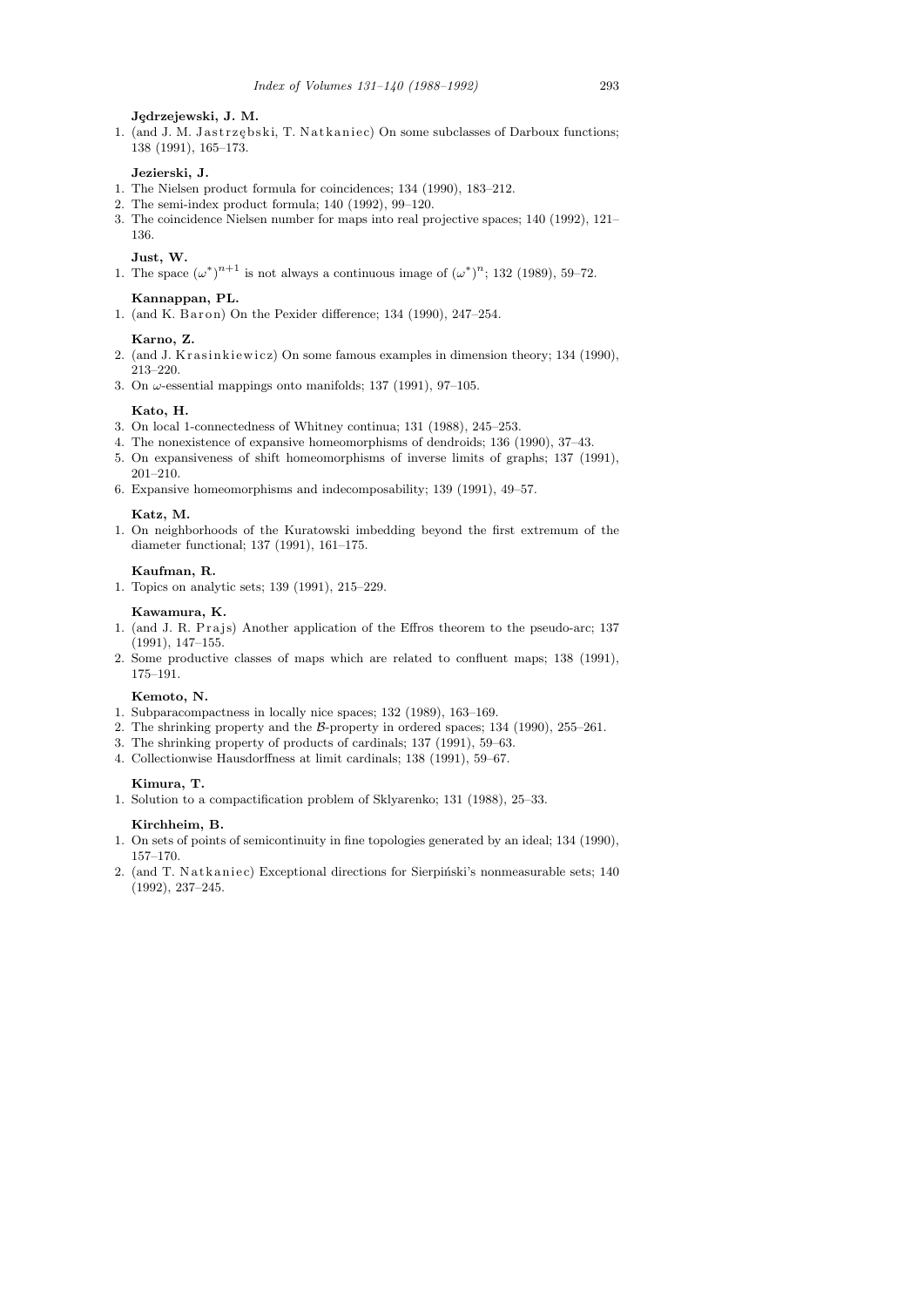**Jędrzejewski, J. M.**

1. (and J. M. Jastrzębski, T. Natkaniec) On some subclasses of Darboux functions; 138 (1991), 165–173.

**Jezierski, J.**

1. The Nielsen product formula for coincidences; 134 (1990), 183–212.
2. The semi-index product formula; 140 (1992), 99–120.
3. The coincidence Nielsen number for maps into real projective spaces; 140 (1992), 121–136.

**Just, W.**

1. The space $(\omega^*)^{n+1}$ is not always a continuous image of $(\omega^*)^n$; 132 (1989), 59–72.

**Kannappan, PL.**

1. (and K. Baron) On the Pexider difference; 134 (1990), 247–254.

**Karno, Z.**

2. (and J. Krasinkiewicz) On some famous examples in dimension theory; 134 (1990), 213–220.
3. On $\omega$-essential mappings onto manifolds; 137 (1991), 97–105.

**Kato, H.**

3. On local 1-connectedness of Whitney continua; 131 (1988), 245–253.
4. The nonexistence of expansive homeomorphisms of dendroids; 136 (1990), 37–43.
5. On expansiveness of shift homeomorphisms of inverse limits of graphs; 137 (1991), 201–210.
6. Expansive homeomorphisms and indecomposability; 139 (1991), 49–57.

**Katz, M.**

1. On neighborhoods of the Kuratowski imbedding beyond the first extremum of the diameter functional; 137 (1991), 161–175.

**Kaufman, R.**

1. Topics on analytic sets; 139 (1991), 215–229.

**Kawamura, K.**

1. (and J. R. Prajs) Another application of the Effros theorem to the pseudo-arc; 137 (1991), 147–155.
2. Some productive classes of maps which are related to confluent maps; 138 (1991), 175–191.

**Kemoto, N.**

1. Subparacompactness in locally nice spaces; 132 (1989), 163–169.
2. The shrinking property and the $\mathcal{B}$-property in ordered spaces; 134 (1990), 255–261.
3. The shrinking property of products of cardinals; 137 (1991), 59–63.
4. Collectionwise Hausdorffness at limit cardinals; 138 (1991), 59–67.

**Kimura, T.**

1. Solution to a compactification problem of Sklyarenko; 131 (1988), 25–33.

**Kirchheim, B.**

1. On sets of points of semicontinuity in fine topologies generated by an ideal; 134 (1990), 157–170.
2. (and T. Natkaniec) Exceptional directions for Sierpiński's nonmeasurable sets; 140 (1992), 237–245.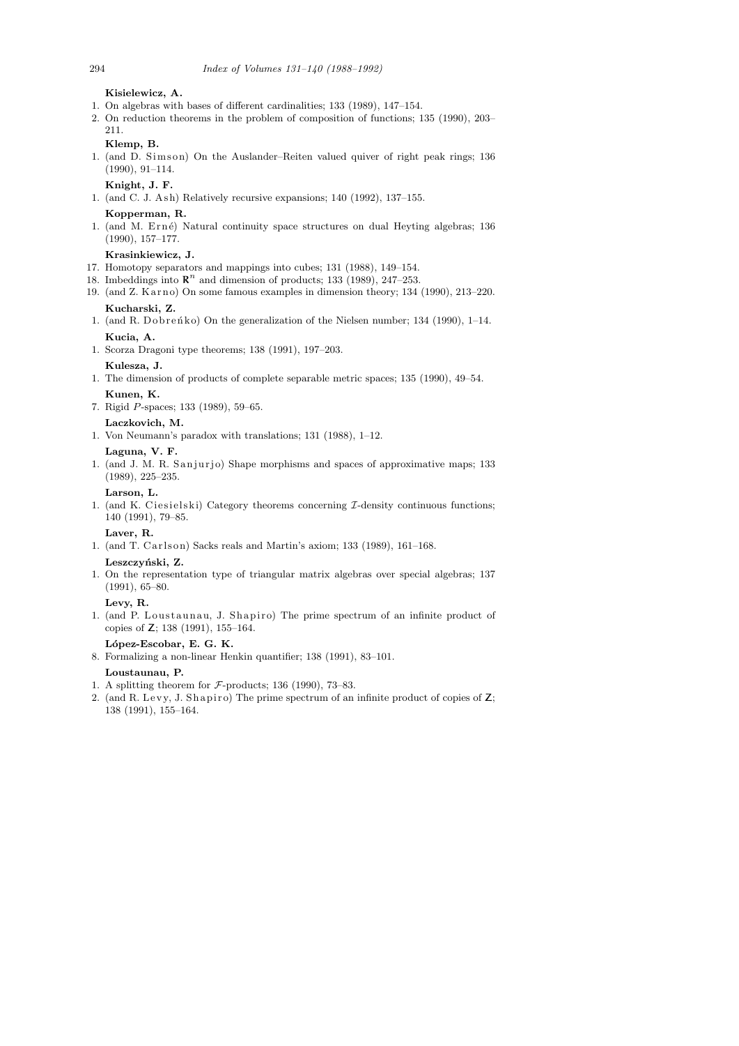**Kisielewicz, A.**

1. On algebras with bases of different cardinalities; 133 (1989), 147–154.
2. On reduction theorems in the problem of composition of functions; 135 (1990), 203–211.

**Klemp, B.**

1. (and D. Simson) On the Auslander–Reiten valued quiver of right peak rings; 136 (1990), 91–114.

**Knight, J. F.**

1. (and C. J. Ash) Relatively recursive expansions; 140 (1992), 137–155.

**Kopperman, R.**

1. (and M. Erné) Natural continuity space structures on dual Heyting algebras; 136 (1990), 157–177.

**Krasinkiewicz, J.**

17. Homotopy separators and mappings into cubes; 131 (1988), 149–154.
18. Imbeddings into $\mathbf{R}^n$ and dimension of products; 133 (1989), 247–253.
19. (and Z. Karno) On some famous examples in dimension theory; 134 (1990), 213–220.

**Kucharski, Z.**

1. (and R. Dobreńko) On the generalization of the Nielsen number; 134 (1990), 1–14.

**Kucia, A.**

1. Scorza Dragoni type theorems; 138 (1991), 197–203.

**Kulesza, J.**

1. The dimension of products of complete separable metric spaces; 135 (1990), 49–54.

**Kunen, K.**

7. Rigid $P$-spaces; 133 (1989), 59–65.

**Laczkovich, M.**

1. Von Neumann's paradox with translations; 131 (1988), 1–12.

**Laguna, V. F.**

1. (and J. M. R. Sanjurjo) Shape morphisms and spaces of approximative maps; 133 (1989), 225–235.

**Larson, L.**

1. (and K. Ciesielski) Category theorems concerning $\mathcal{I}$-density continuous functions; 140 (1991), 79–85.

**Laver, R.**

1. (and T. Carlson) Sacks reals and Martin's axiom; 133 (1989), 161–168.

**Leszczyński, Z.**

1. On the representation type of triangular matrix algebras over special algebras; 137 (1991), 65–80.

**Levy, R.**

1. (and P. Loustaunau, J. Shapiro) The prime spectrum of an infinite product of copies of $\mathbf{Z}$; 138 (1991), 155–164.

**López-Escobar, E. G. K.**

8. Formalizing a non-linear Henkin quantifier; 138 (1991), 83–101.

**Loustaunau, P.**

1. A splitting theorem for $\mathcal{F}$-products; 136 (1990), 73–83.
2. (and R. Levy, J. Shapiro) The prime spectrum of an infinite product of copies of $\mathbf{Z}$; 138 (1991), 155–164.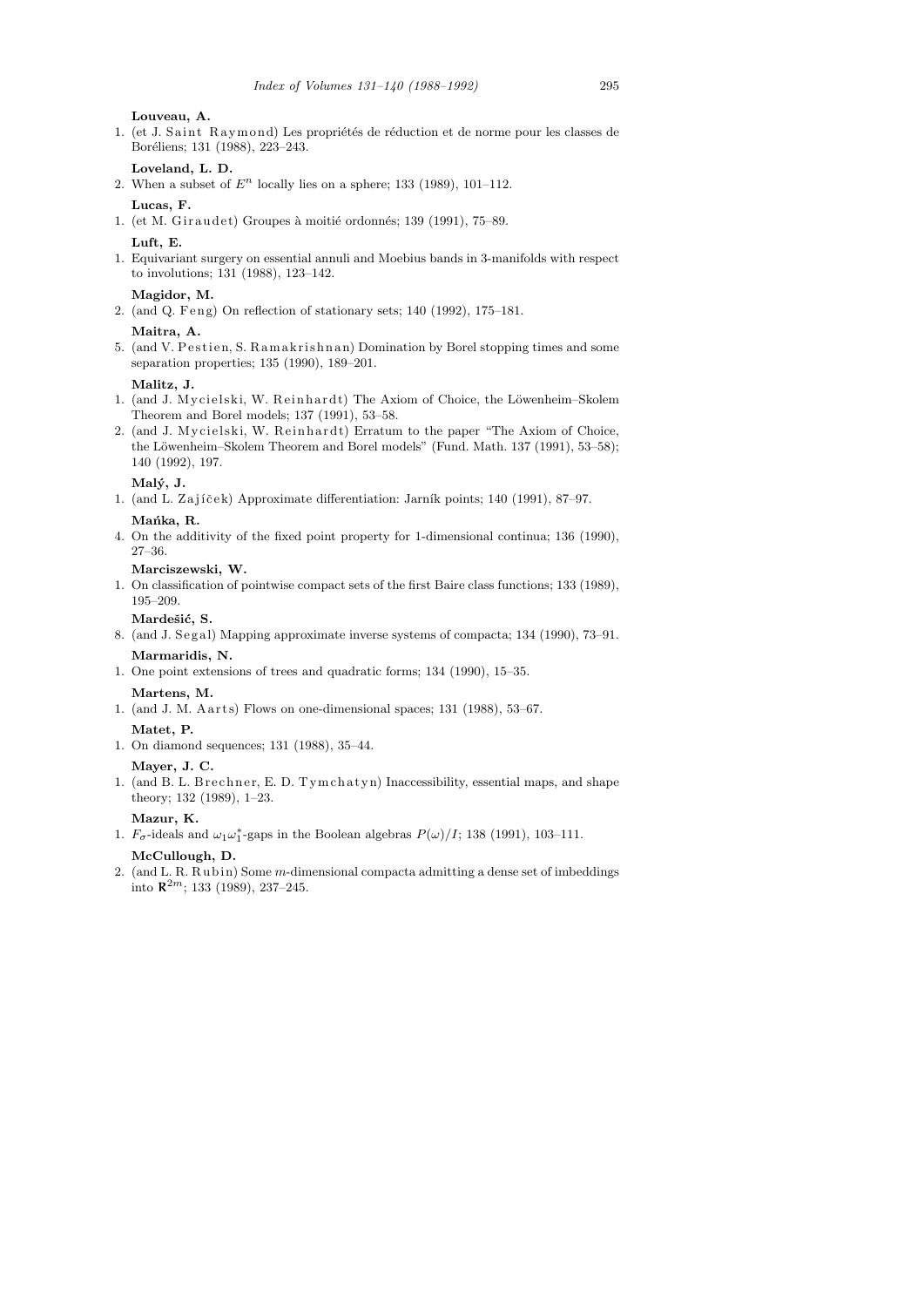**Louveau, A.**

1. (et J. Saint Raymond) Les propriétés de réduction et de norme pour les classes de Boréliens; 131 (1988), 223–243.

**Loveland, L. D.**

2. When a subset of $E^n$ locally lies on a sphere; 133 (1989), 101–112.

**Lucas, F.**

1. (et M. Giraudet) Groupes à moitié ordonnés; 139 (1991), 75–89.

**Luft, E.**

1. Equivariant surgery on essential annuli and Moebius bands in 3-manifolds with respect to involutions; 131 (1988), 123–142.

**Magidor, M.**

2. (and Q. Feng) On reflection of stationary sets; 140 (1992), 175–181.

**Maitra, A.**

5. (and V. Pestien, S. Ramakrishnan) Domination by Borel stopping times and some separation properties; 135 (1990), 189–201.

**Malitz, J.**

1. (and J. Mycielski, W. Reinhardt) The Axiom of Choice, the Löwenheim–Skolem Theorem and Borel models; 137 (1991), 53–58.
2. (and J. Mycielski, W. Reinhardt) Erratum to the paper "The Axiom of Choice, the Löwenheim–Skolem Theorem and Borel models" (Fund. Math. 137 (1991), 53–58); 140 (1992), 197.

**Malý, J.**

1. (and L. Zajíček) Approximate differentiation: Jarník points; 140 (1991), 87–97.

**Mańka, R.**

4. On the additivity of the fixed point property for 1-dimensional continua; 136 (1990), 27–36.

**Marciszewski, W.**

1. On classification of pointwise compact sets of the first Baire class functions; 133 (1989), 195–209.

**Mardešić, S.**

8. (and J. Segal) Mapping approximate inverse systems of compacta; 134 (1990), 73–91.

**Marmaridis, N.**

1. One point extensions of trees and quadratic forms; 134 (1990), 15–35.

**Martens, M.**

1. (and J. M. Aarts) Flows on one-dimensional spaces; 131 (1988), 53–67.

**Matet, P.**

1. On diamond sequences; 131 (1988), 35–44.

**Mayer, J. C.**

1. (and B. L. Brechner, E. D. Tymchatyn) Inaccessibility, essential maps, and shape theory; 132 (1989), 1–23.

**Mazur, K.**

1. $F_\sigma$-ideals and $\omega_1\omega_1^*$-gaps in the Boolean algebras $P(\omega)/I$; 138 (1991), 103–111.

**McCullough, D.**

2. (and L. R. Rubin) Some $m$-dimensional compacta admitting a dense set of imbeddings into $\mathbf{R}^{2m}$; 133 (1989), 237–245.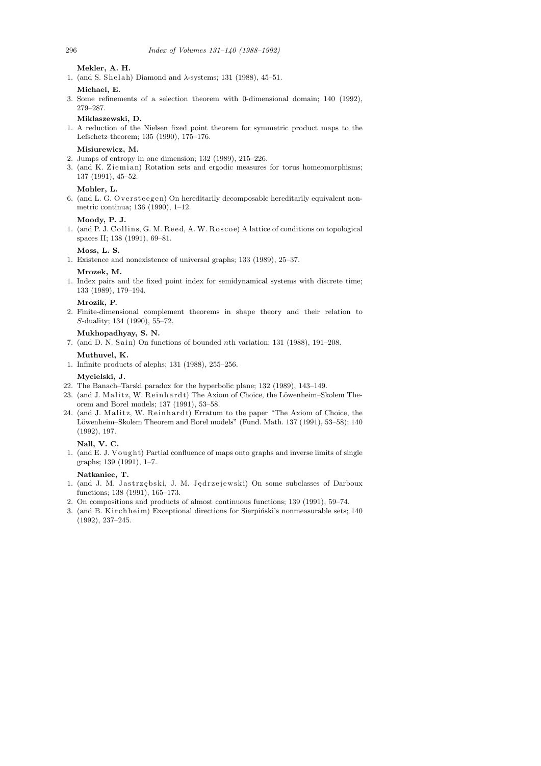**Mekler, A. H.**

1. (and S. Shelah) Diamond and $\lambda$-systems; 131 (1988), 45–51.

**Michael, E.**

3. Some refinements of a selection theorem with 0-dimensional domain; 140 (1992), 279–287.

**Miklaszewski, D.**

1. A reduction of the Nielsen fixed point theorem for symmetric product maps to the Lefschetz theorem; 135 (1990), 175–176.

**Misiurewicz, M.**

2. Jumps of entropy in one dimension; 132 (1989), 215–226.
3. (and K. Ziemian) Rotation sets and ergodic measures for torus homeomorphisms; 137 (1991), 45–52.

**Mohler, L.**

6. (and L. G. Oversteegen) On hereditarily decomposable hereditarily equivalent nonmetric continua; 136 (1990), 1–12.

**Moody, P. J.**

1. (and P. J. Collins, G. M. Reed, A. W. Roscoe) A lattice of conditions on topological spaces II; 138 (1991), 69–81.

**Moss, L. S.**

1. Existence and nonexistence of universal graphs; 133 (1989), 25–37.

**Mrozek, M.**

1. Index pairs and the fixed point index for semidynamical systems with discrete time; 133 (1989), 179–194.

**Mrozik, P.**

2. Finite-dimensional complement theorems in shape theory and their relation to $S$-duality; 134 (1990), 55–72.

**Mukhopadhyay, S. N.**

7. (and D. N. Sain) On functions of bounded $n$th variation; 131 (1988), 191–208.

**Muthuvel, K.**

1. Infinite products of alephs; 131 (1988), 255–256.

**Mycielski, J.**

22. The Banach–Tarski paradox for the hyperbolic plane; 132 (1989), 143–149.
23. (and J. Malitz, W. Reinhardt) The Axiom of Choice, the Löwenheim–Skolem Theorem and Borel models; 137 (1991), 53–58.
24. (and J. Malitz, W. Reinhardt) Erratum to the paper "The Axiom of Choice, the Löwenheim–Skolem Theorem and Borel models" (Fund. Math. 137 (1991), 53–58); 140 (1992), 197.

**Nall, V. C.**

1. (and E. J. Vought) Partial confluence of maps onto graphs and inverse limits of single graphs; 139 (1991), 1–7.

**Natkaniec, T.**

1. (and J. M. Jastrzębski, J. M. Jędrzejewski) On some subclasses of Darboux functions; 138 (1991), 165–173.
2. On compositions and products of almost continuous functions; 139 (1991), 59–74.
3. (and B. Kirchheim) Exceptional directions for Sierpiński's nonmeasurable sets; 140 (1992), 237–245.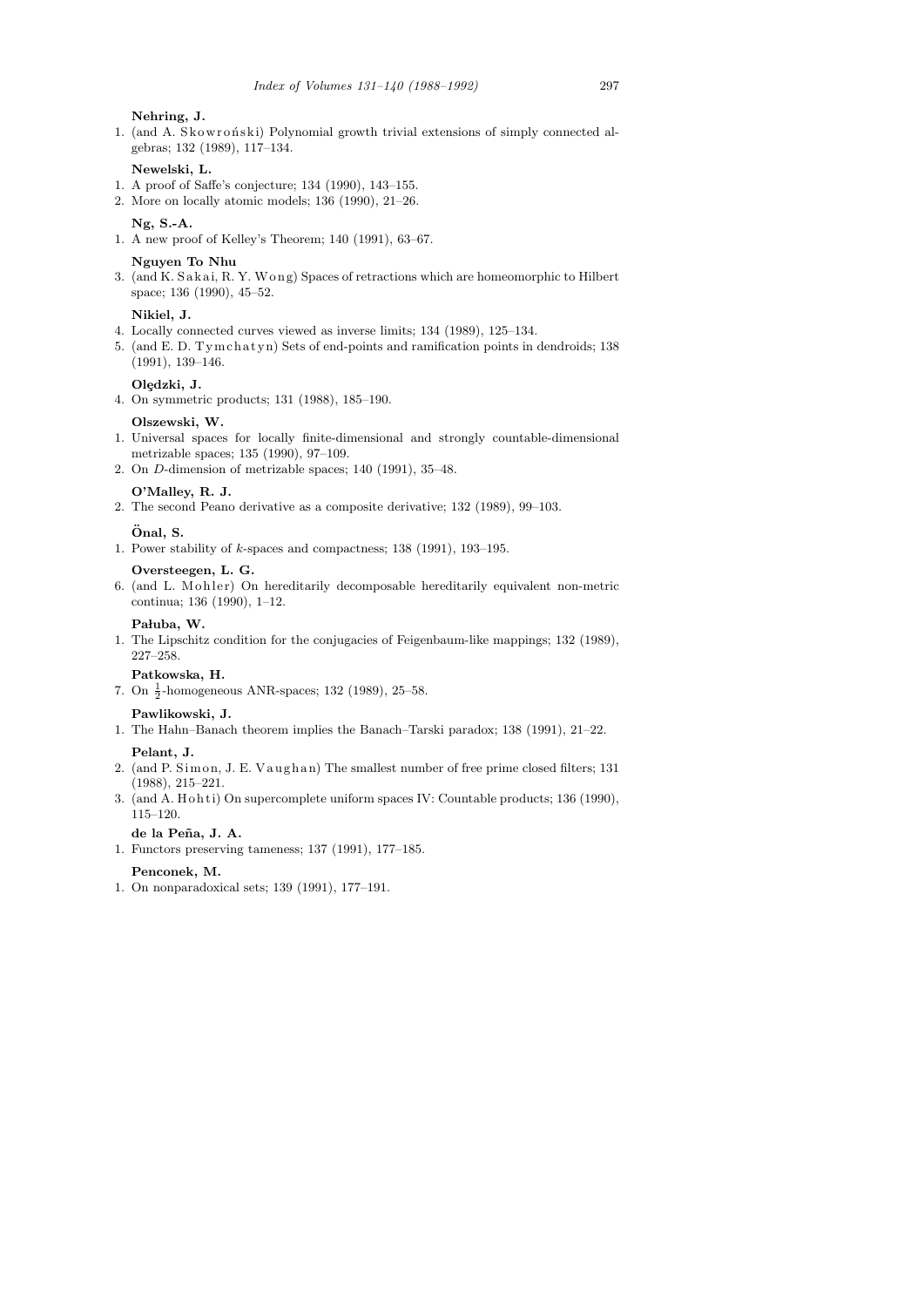**Nehring, J.**

1. (and A. Skowroński) Polynomial growth trivial extensions of simply connected algebras; 132 (1989), 117–134.

**Newelski, L.**

1. A proof of Saffe's conjecture; 134 (1990), 143–155.
2. More on locally atomic models; 136 (1990), 21–26.

**Ng, S.-A.**

1. A new proof of Kelley's Theorem; 140 (1991), 63–67.

**Nguyen To Nhu**

3. (and K. Sakai, R. Y. Wong) Spaces of retractions which are homeomorphic to Hilbert space; 136 (1990), 45–52.

**Nikiel, J.**

4. Locally connected curves viewed as inverse limits; 134 (1989), 125–134.
5. (and E. D. Tymchatyn) Sets of end-points and ramification points in dendroids; 138 (1991), 139–146.

**Olędzki, J.**

4. On symmetric products; 131 (1988), 185–190.

**Olszewski, W.**

1. Universal spaces for locally finite-dimensional and strongly countable-dimensional metrizable spaces; 135 (1990), 97–109.
2. On *D*-dimension of metrizable spaces; 140 (1991), 35–48.

**O'Malley, R. J.**

2. The second Peano derivative as a composite derivative; 132 (1989), 99–103.

**Önal, S.**

1. Power stability of *k*-spaces and compactness; 138 (1991), 193–195.

**Oversteegen, L. G.**

6. (and L. Mohler) On hereditarily decomposable hereditarily equivalent non-metric continua; 136 (1990), 1–12.

**Pałuba, W.**

1. The Lipschitz condition for the conjugacies of Feigenbaum-like mappings; 132 (1989), 227–258.

**Patkowska, H.**

7. On $\frac{1}{2}$-homogeneous ANR-spaces; 132 (1989), 25–58.

**Pawlikowski, J.**

1. The Hahn–Banach theorem implies the Banach–Tarski paradox; 138 (1991), 21–22.

**Pelant, J.**

2. (and P. Simon, J. E. Vaughan) The smallest number of free prime closed filters; 131 (1988), 215–221.
3. (and A. Hohti) On supercomplete uniform spaces IV: Countable products; 136 (1990), 115–120.

**de la Peña, J. A.**

1. Functors preserving tameness; 137 (1991), 177–185.

**Penconek, M.**

1. On nonparadoxical sets; 139 (1991), 177–191.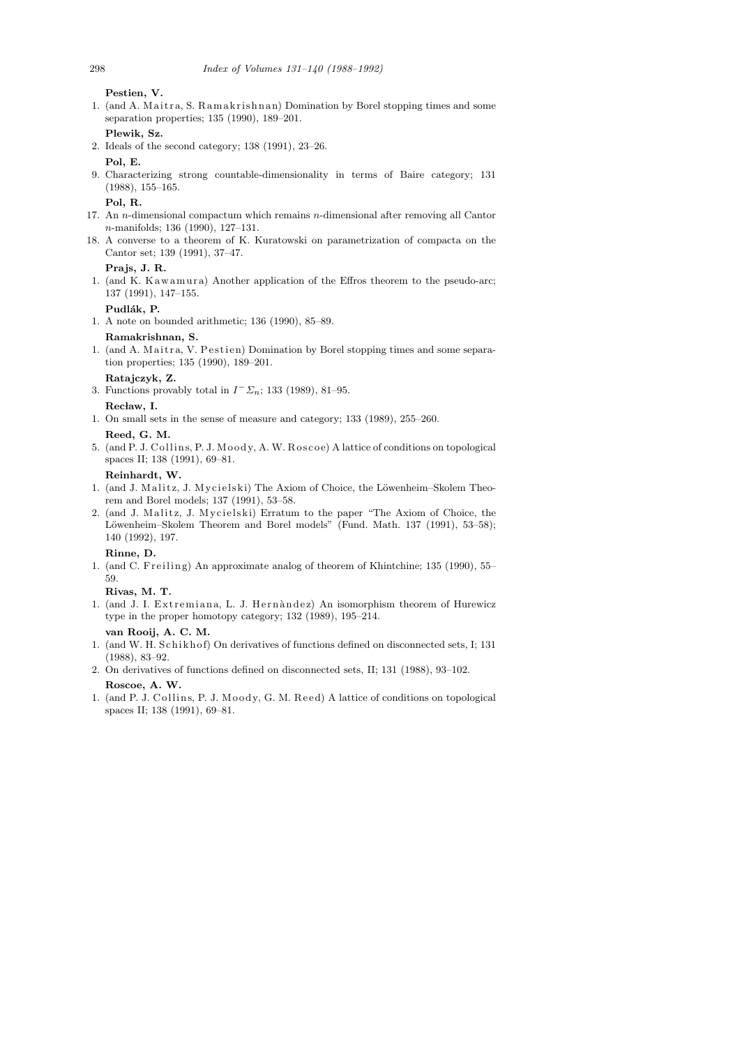**Pestien, V.**

1. (and A. Maitra, S. Ramakrishnan) Domination by Borel stopping times and some separation properties; 135 (1990), 189–201.

**Plewik, Sz.**

2. Ideals of the second category; 138 (1991), 23–26.

**Pol, E.**

9. Characterizing strong countable-dimensionality in terms of Baire category; 131 (1988), 155–165.

**Pol, R.**

17. An $n$-dimensional compactum which remains $n$-dimensional after removing all Cantor $n$-manifolds; 136 (1990), 127–131.
18. A converse to a theorem of K. Kuratowski on parametrization of compacta on the Cantor set; 139 (1991), 37–47.

**Prajs, J. R.**

1. (and K. Kawamura) Another application of the Effros theorem to the pseudo-arc; 137 (1991), 147–155.

**Pudlák, P.**

1. A note on bounded arithmetic; 136 (1990), 85–89.

**Ramakrishnan, S.**

1. (and A. Maitra, V. Pestien) Domination by Borel stopping times and some separation properties; 135 (1990), 189–201.

**Ratajczyk, Z.**

3. Functions provably total in $I^{-}\Sigma_n$; 133 (1989), 81–95.

**Recław, I.**

1. On small sets in the sense of measure and category; 133 (1989), 255–260.

**Reed, G. M.**

5. (and P. J. Collins, P. J. Moody, A. W. Roscoe) A lattice of conditions on topological spaces II; 138 (1991), 69–81.

**Reinhardt, W.**

1. (and J. Malitz, J. Mycielski) The Axiom of Choice, the Löwenheim–Skolem Theorem and Borel models; 137 (1991), 53–58.
2. (and J. Malitz, J. Mycielski) Erratum to the paper "The Axiom of Choice, the Löwenheim–Skolem Theorem and Borel models" (Fund. Math. 137 (1991), 53–58); 140 (1992), 197.

**Rinne, D.**

1. (and C. Freiling) An approximate analog of theorem of Khintchine; 135 (1990), 55–59.

**Rivas, M. T.**

1. (and J. I. Extremiana, L. J. Hernàndez) An isomorphism theorem of Hurewicz type in the proper homotopy category; 132 (1989), 195–214.

**van Rooij, A. C. M.**

1. (and W. H. Schikhof) On derivatives of functions defined on disconnected sets, I; 131 (1988), 83–92.
2. On derivatives of functions defined on disconnected sets, II; 131 (1988), 93–102.

**Roscoe, A. W.**

1. (and P. J. Collins, P. J. Moody, G. M. Reed) A lattice of conditions on topological spaces II; 138 (1991), 69–81.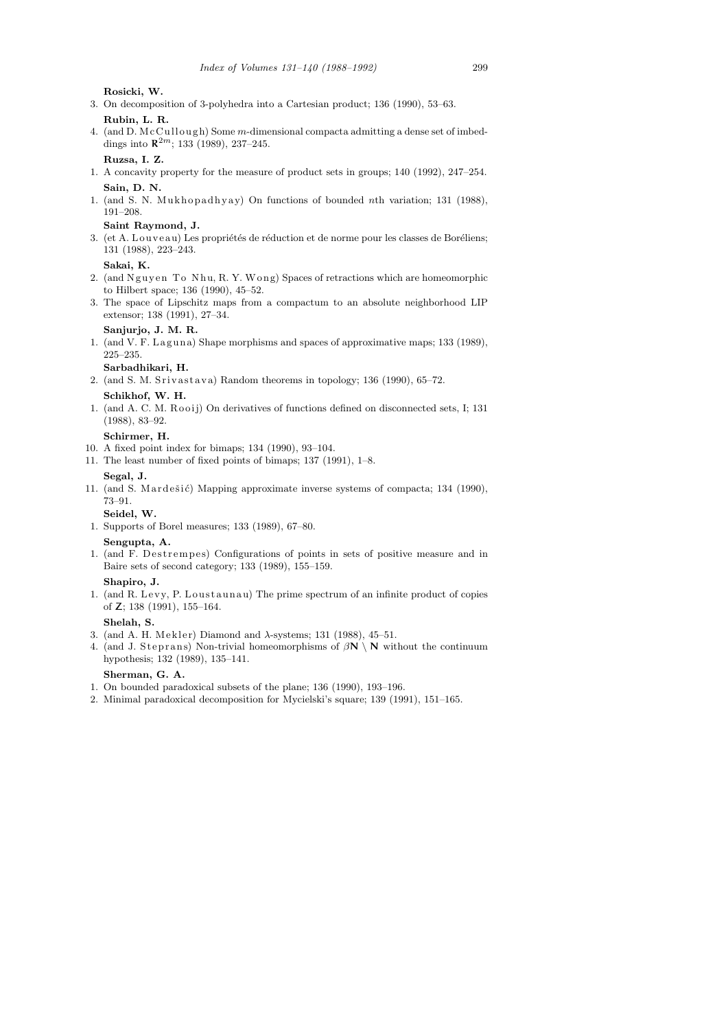**Rosicki, W.**

3. On decomposition of 3-polyhedra into a Cartesian product; 136 (1990), 53–63.

**Rubin, L. R.**

4. (and D. McCullough) Some $m$-dimensional compacta admitting a dense set of imbeddings into $\mathbf{R}^{2m}$; 133 (1989), 237–245.

**Ruzsa, I. Z.**

1. A concavity property for the measure of product sets in groups; 140 (1992), 247–254.

**Sain, D. N.**

1. (and S. N. Mukhopadhyay) On functions of bounded $n$th variation; 131 (1988), 191–208.

**Saint Raymond, J.**

3. (et A. Louveau) Les propriétés de réduction et de norme pour les classes de Boréliens; 131 (1988), 223–243.

**Sakai, K.**

2. (and Nguyen To Nhu, R. Y. Wong) Spaces of retractions which are homeomorphic to Hilbert space; 136 (1990), 45–52.
3. The space of Lipschitz maps from a compactum to an absolute neighborhood LIP extensor; 138 (1991), 27–34.

**Sanjurjo, J. M. R.**

1. (and V. F. Laguna) Shape morphisms and spaces of approximative maps; 133 (1989), 225–235.

**Sarbadhikari, H.**

2. (and S. M. Srivastava) Random theorems in topology; 136 (1990), 65–72.

**Schikhof, W. H.**

1. (and A. C. M. Rooij) On derivatives of functions defined on disconnected sets, I; 131 (1988), 83–92.

**Schirmer, H.**

10. A fixed point index for bimaps; 134 (1990), 93–104.
11. The least number of fixed points of bimaps; 137 (1991), 1–8.

**Segal, J.**

11. (and S. Mardešić) Mapping approximate inverse systems of compacta; 134 (1990), 73–91.

**Seidel, W.**

1. Supports of Borel measures; 133 (1989), 67–80.

**Sengupta, A.**

1. (and F. Destrempes) Configurations of points in sets of positive measure and in Baire sets of second category; 133 (1989), 155–159.

**Shapiro, J.**

1. (and R. Levy, P. Loustaunau) The prime spectrum of an infinite product of copies of $\mathbf{Z}$; 138 (1991), 155–164.

**Shelah, S.**

3. (and A. H. Mekler) Diamond and $\lambda$-systems; 131 (1988), 45–51.
4. (and J. Steprans) Non-trivial homeomorphisms of $\beta\mathbf{N} \setminus \mathbf{N}$ without the continuum hypothesis; 132 (1989), 135–141.

**Sherman, G. A.**

1. On bounded paradoxical subsets of the plane; 136 (1990), 193–196.
2. Minimal paradoxical decomposition for Mycielski's square; 139 (1991), 151–165.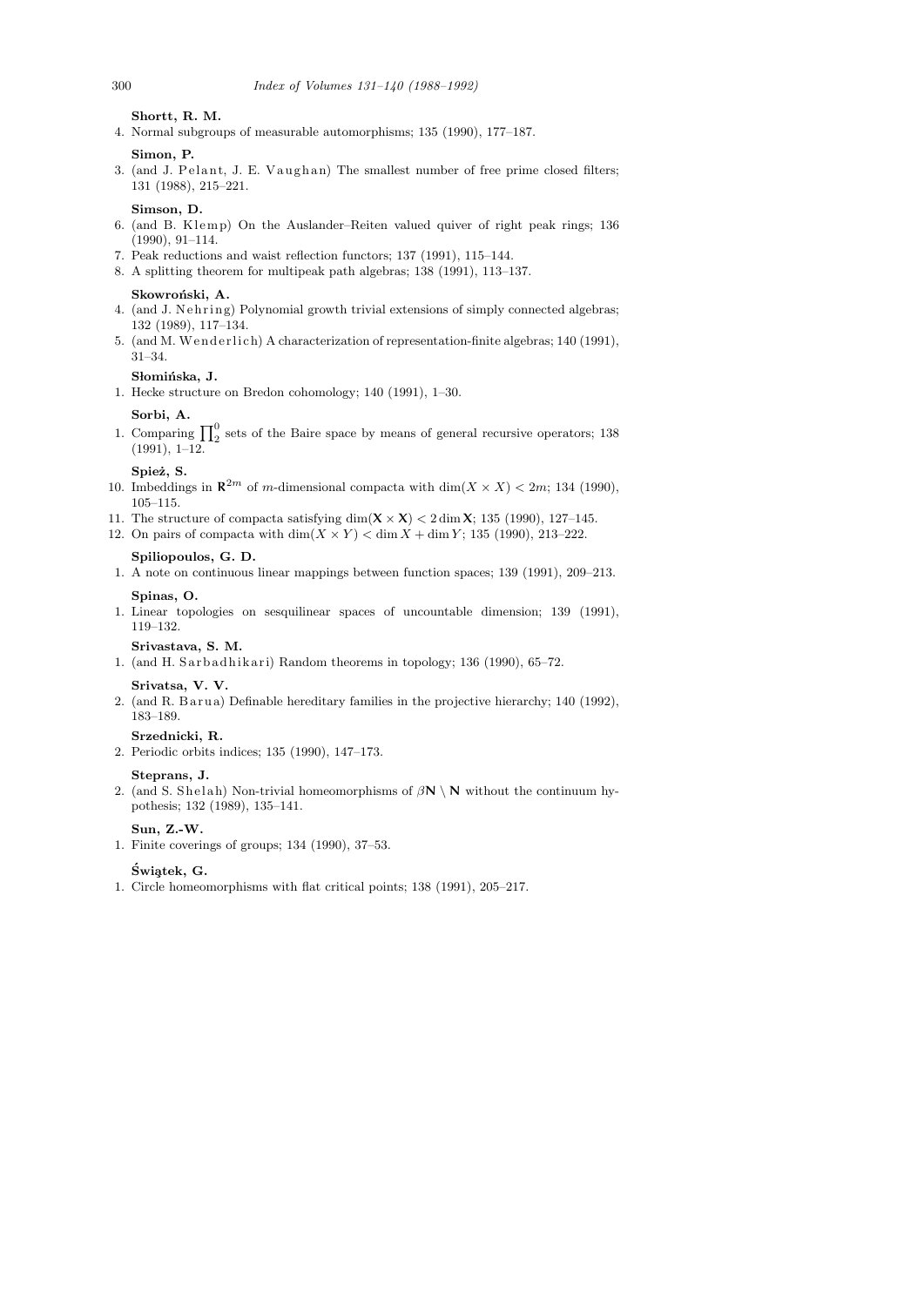**Shortt, R. M.**

4. Normal subgroups of measurable automorphisms; 135 (1990), 177–187.

**Simon, P.**

3. (and J. Pelant, J. E. Vaughan) The smallest number of free prime closed filters; 131 (1988), 215–221.

**Simson, D.**

6. (and B. Klemp) On the Auslander–Reiten valued quiver of right peak rings; 136 (1990), 91–114.
7. Peak reductions and waist reflection functors; 137 (1991), 115–144.
8. A splitting theorem for multipeak path algebras; 138 (1991), 113–137.

**Skowroński, A.**

4. (and J. Nehring) Polynomial growth trivial extensions of simply connected algebras; 132 (1989), 117–134.
5. (and M. Wenderlich) A characterization of representation-finite algebras; 140 (1991), 31–34.

**Słomińska, J.**

1. Hecke structure on Bredon cohomology; 140 (1991), 1–30.

**Sorbi, A.**

1. Comparing $\prod_2^0$ sets of the Baire space by means of general recursive operators; 138 (1991), 1–12.

**Spież, S.**

10. Imbeddings in $\mathbb{R}^{2m}$ of $m$-dimensional compacta with $\dim(X \times X) < 2m$; 134 (1990), 105–115.
11. The structure of compacta satisfying $\dim(\mathbf{X} \times \mathbf{X}) < 2 \dim \mathbf{X}$; 135 (1990), 127–145.
12. On pairs of compacta with $\dim(X \times Y) < \dim X + \dim Y$; 135 (1990), 213–222.

**Spiliopoulos, G. D.**

1. A note on continuous linear mappings between function spaces; 139 (1991), 209–213.

**Spinas, O.**

1. Linear topologies on sesquilinear spaces of uncountable dimension; 139 (1991), 119–132.

**Srivastava, S. M.**

1. (and H. Sarbadhikari) Random theorems in topology; 136 (1990), 65–72.

**Srivatsa, V. V.**

2. (and R. Barua) Definable hereditary families in the projective hierarchy; 140 (1992), 183–189.

**Srzednicki, R.**

2. Periodic orbits indices; 135 (1990), 147–173.

**Steprans, J.**

2. (and S. Shelah) Non-trivial homeomorphisms of $\beta\mathbf{N} \setminus \mathbf{N}$ without the continuum hypothesis; 132 (1989), 135–141.

**Sun, Z.-W.**

1. Finite coverings of groups; 134 (1990), 37–53.

**Świątek, G.**

1. Circle homeomorphisms with flat critical points; 138 (1991), 205–217.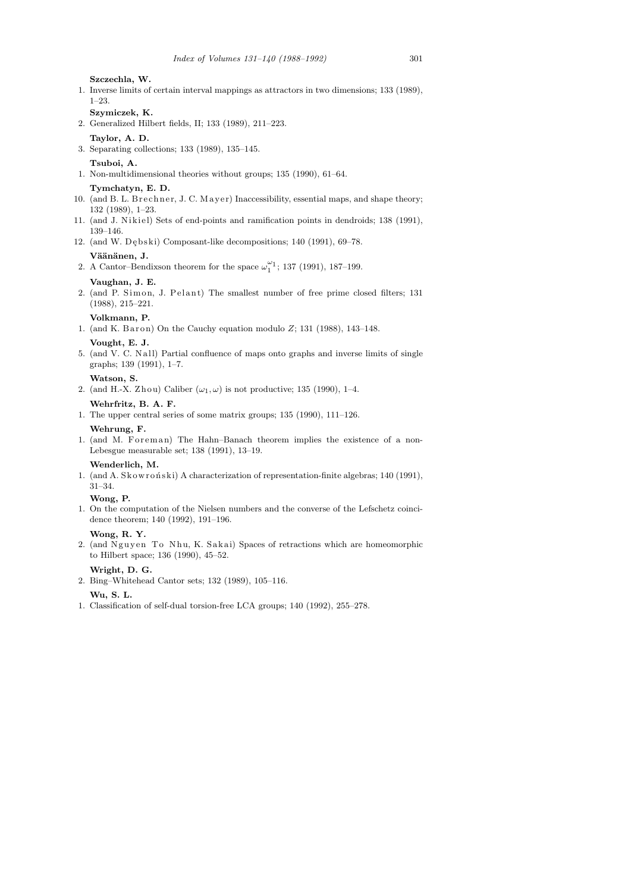**Szczechla, W.**

1. Inverse limits of certain interval mappings as attractors in two dimensions; 133 (1989), 1–23.

**Szymiczek, K.**

2. Generalized Hilbert fields, II; 133 (1989), 211–223.

**Taylor, A. D.**

3. Separating collections; 133 (1989), 135–145.

**Tsuboi, A.**

1. Non-multidimensional theories without groups; 135 (1990), 61–64.

**Tymchatyn, E. D.**

10. (and B. L. Brechner, J. C. Mayer) Inaccessibility, essential maps, and shape theory; 132 (1989), 1–23.
11. (and J. Nikiel) Sets of end-points and ramification points in dendroids; 138 (1991), 139–146.
12. (and W. Dębski) Composant-like decompositions; 140 (1991), 69–78.

**Väänänen, J.**

2. A Cantor–Bendixson theorem for the space $\omega_1^{\omega_1}$; 137 (1991), 187–199.

**Vaughan, J. E.**

2. (and P. Simon, J. Pelant) The smallest number of free prime closed filters; 131 (1988), 215–221.

**Volkmann, P.**

1. (and K. Baron) On the Cauchy equation modulo $Z$; 131 (1988), 143–148.

**Vought, E. J.**

5. (and V. C. Nall) Partial confluence of maps onto graphs and inverse limits of single graphs; 139 (1991), 1–7.

**Watson, S.**

2. (and H.-X. Zhou) Caliber $(\omega_1, \omega)$ is not productive; 135 (1990), 1–4.

**Wehrfritz, B. A. F.**

1. The upper central series of some matrix groups; 135 (1990), 111–126.

**Wehrung, F.**

1. (and M. Foreman) The Hahn–Banach theorem implies the existence of a non-Lebesgue measurable set; 138 (1991), 13–19.

**Wenderlich, M.**

1. (and A. Skowroński) A characterization of representation-finite algebras; 140 (1991), 31–34.

**Wong, P.**

1. On the computation of the Nielsen numbers and the converse of the Lefschetz coincidence theorem; 140 (1992), 191–196.

**Wong, R. Y.**

2. (and Nguyen To Nhu, K. Sakai) Spaces of retractions which are homeomorphic to Hilbert space; 136 (1990), 45–52.

**Wright, D. G.**

2. Bing–Whitehead Cantor sets; 132 (1989), 105–116.

**Wu, S. L.**

1. Classification of self-dual torsion-free LCA groups; 140 (1992), 255–278.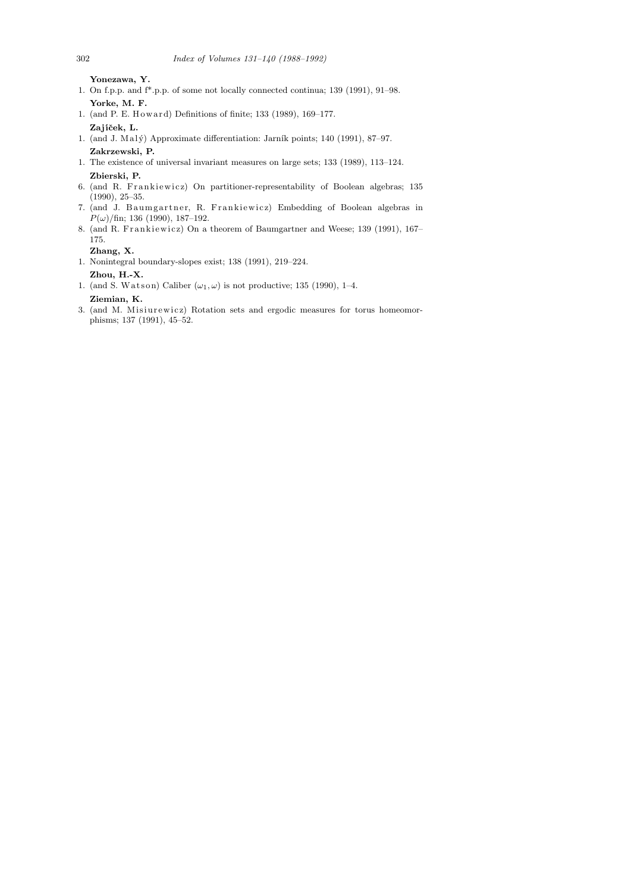**Yonezawa, Y.**

1. On f.p.p. and f*.p.p. of some not locally connected continua; 139 (1991), 91–98.

**Yorke, M. F.**

1. (and P. E. Howard) Definitions of finite; 133 (1989), 169–177.

**Zajíček, L.**

1. (and J. Malý) Approximate differentiation: Jarník points; 140 (1991), 87–97.

**Zakrzewski, P.**

1. The existence of universal invariant measures on large sets; 133 (1989), 113–124.

**Zbierski, P.**

6. (and R. Frankiewicz) On partitioner-representability of Boolean algebras; 135 (1990), 25–35.
7. (and J. Baumgartner, R. Frankiewicz) Embedding of Boolean algebras in $P(\omega)/\text{fin}$; 136 (1990), 187–192.
8. (and R. Frankiewicz) On a theorem of Baumgartner and Weese; 139 (1991), 167–175.

**Zhang, X.**

1. Nonintegral boundary-slopes exist; 138 (1991), 219–224.

**Zhou, H.-X.**

1. (and S. Watson) Caliber $(\omega_1, \omega)$ is not productive; 135 (1990), 1–4.

**Ziemian, K.**

3. (and M. Misiurewicz) Rotation sets and ergodic measures for torus homeomorphisms; 137 (1991), 45–52.